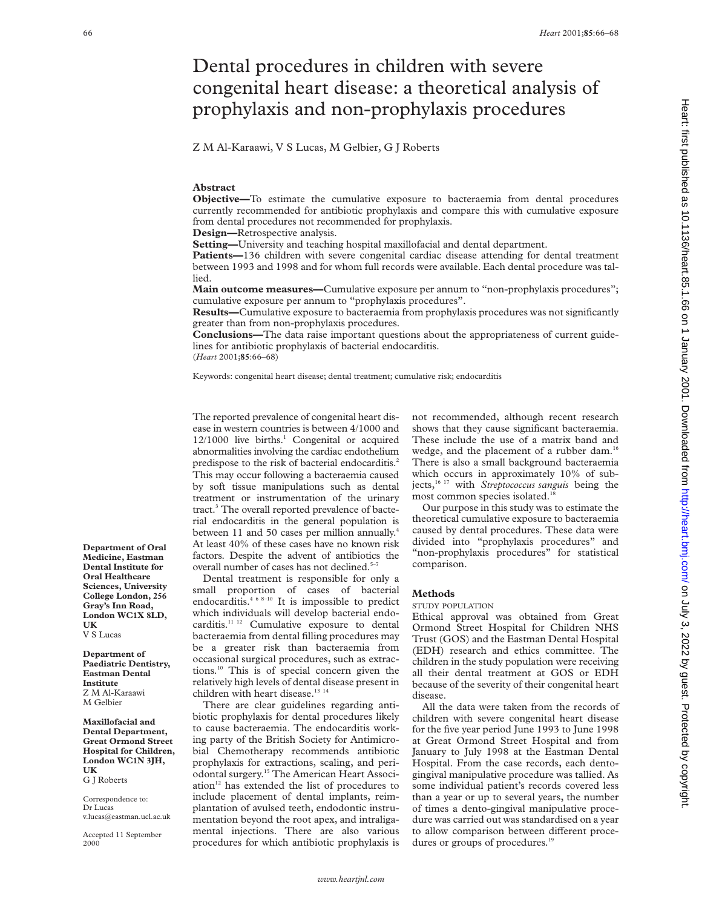# Dental procedures in children with severe congenital heart disease: a theoretical analysis of prophylaxis and non-prophylaxis procedures

Z M Al-Karaawi, V S Lucas, M Gelbier, G J Roberts

## Abstract

**Objective**—To estimate the cumulative exposure to bacteraemia from dental procedures currently recommended for antibiotic prophylaxis and compare this with cumulative exposure from dental procedures not recommended for prophylaxis.

**Design**—Retrospective analysis.

**Setting**—University and teaching hospital maxillofacial and dental department.

**Patients**—136 children with severe congenital cardiac disease attending for dental treatment between 1993 and 1998 and for whom full records were available. Each dental procedure was tallied.

**Main outcome measures**—Cumulative exposure per annum to "non-prophylaxis procedures"; cumulative exposure per annum to "prophylaxis procedures".

**Results**—Cumulative exposure to bacteraemia from prophylaxis procedures was not significantly greater than from non-prophylaxis procedures.

**Conclusions**—The data raise important questions about the appropriateness of current guidelines for antibiotic prophylaxis of bacterial endocarditis.

(*Heart* 2001;**85**:66–68)

Keywords: congenital heart disease; dental treatment; cumulative risk; endocarditis

**Department of Oral Medicine, Eastman Dental Institute for Oral Healthcare Sciences, University College London, 256 Gray's Inn Road, London WC1X 8LD, UK**
V S Lucas

**Department of Paediatric Dentistry, Eastman Dental Institute**
Z M Al-Karaawi
M Gelbier

**Maxillofacial and Dental Department, Great Ormond Street Hospital for Children, London WC1N 3JH, UK**
G J Roberts

Correspondence to: Dr Lucas
v.lucas@eastman.ucl.ac.uk

Accepted 11 September 2000

The reported prevalence of congenital heart disease in western countries is between 4/1000 and 12/1000 live births.[1] Congenital or acquired abnormalities involving the cardiac endothelium predispose to the risk of bacterial endocarditis.[2] This may occur following a bacteraemia caused by soft tissue manipulations such as dental treatment or instrumentation of the urinary tract.[3] The overall reported prevalence of bacterial endocarditis in the general population is between 11 and 50 cases per million annually.[4] At least 40% of these cases have no known risk factors. Despite the advent of antibiotics the overall number of cases has not declined.[5–7]

Dental treatment is responsible for only a small proportion of cases of bacterial endocarditis.[4 6 8–10] It is impossible to predict which individuals will develop bacterial endocarditis.[11 12] Cumulative exposure to dental bacteraemia from dental filling procedures may be a greater risk than bacteraemia from occasional surgical procedures, such as extractions.[10] This is of special concern given the relatively high levels of dental disease present in children with heart disease.[13 14]

There are clear guidelines regarding antibiotic prophylaxis for dental procedures likely to cause bacteraemia. The endocarditis working party of the British Society for Antimicrobial Chemotherapy recommends antibiotic prophylaxis for extractions, scaling, and periodontal surgery.[15] The American Heart Association[12] has extended the list of procedures to include placement of dental implants, reimplantation of avulsed teeth, endodontic instrumentation beyond the root apex, and intraligamental injections. There are also various procedures for which antibiotic prophylaxis is not recommended, although recent research shows that they cause significant bacteraemia. These include the use of a matrix band and wedge, and the placement of a rubber dam.[16] There is also a small background bacteraemia which occurs in approximately 10% of subjects,[16 17] with *Streptococcus sanguis* being the most common species isolated.[18]

Our purpose in this study was to estimate the theoretical cumulative exposure to bacteraemia caused by dental procedures. These data were divided into "prophylaxis procedures" and "non-prophylaxis procedures" for statistical comparison.

## Methods

### STUDY POPULATION

Ethical approval was obtained from Great Ormond Street Hospital for Children NHS Trust (GOS) and the Eastman Dental Hospital (EDH) research and ethics committee. The children in the study population were receiving all their dental treatment at GOS or EDH because of the severity of their congenital heart disease.

All the data were taken from the records of children with severe congenital heart disease for the five year period June 1993 to June 1998 at Great Ormond Street Hospital and from January to July 1998 at the Eastman Dental Hospital. From the case records, each dento-gingival manipulative procedure was tallied. As some individual patient's records covered less than a year or up to several years, the number of times a dento-gingival manipulative procedure was carried out was standardised on a year to allow comparison between different procedures or groups of procedures.[19]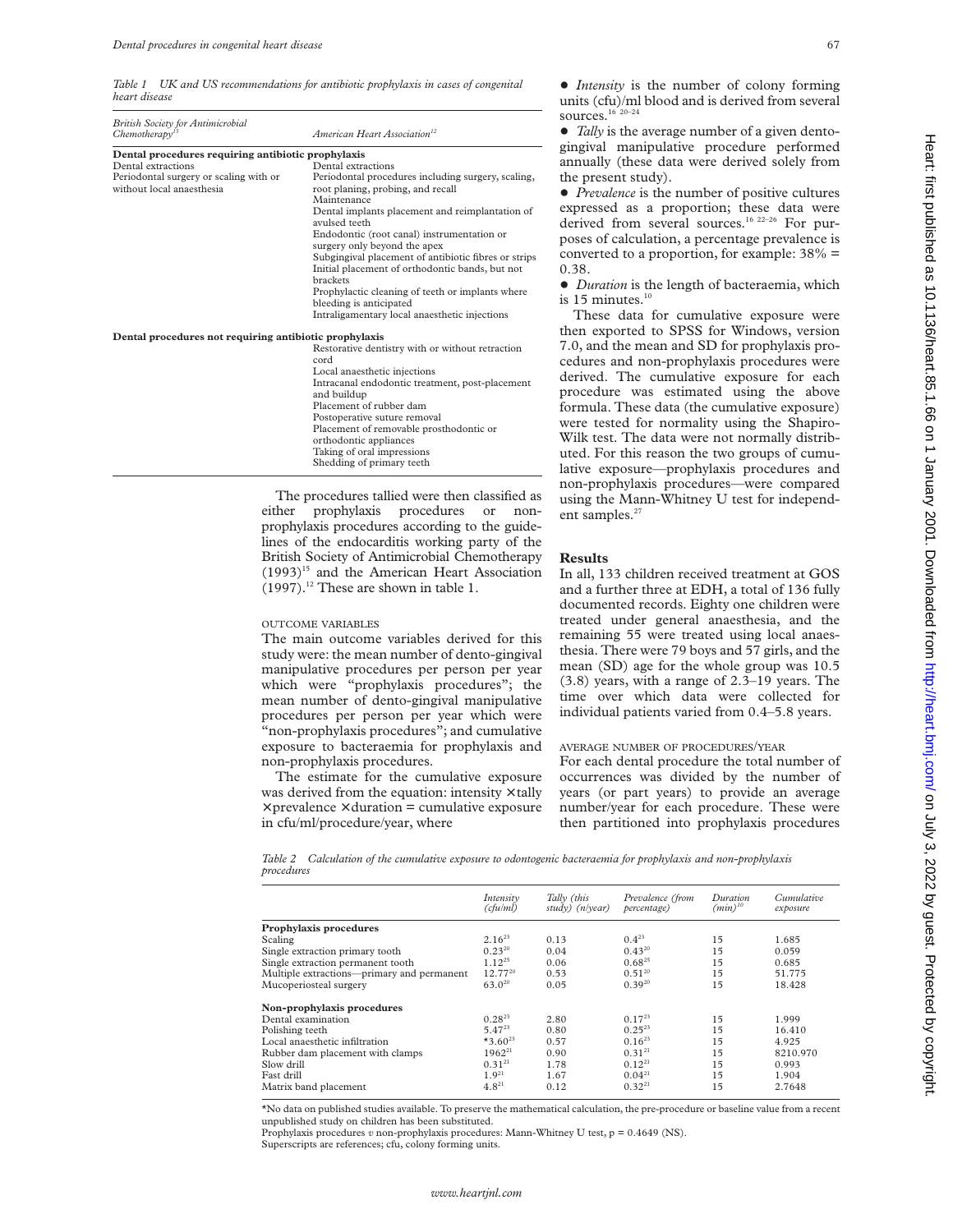*Table 1 UK and US recommendations for antibiotic prophylaxis in cases of congenital heart disease*

| British Society for Antimicrobial Chemotherapy[15] | American Heart Association[12] |
|---|---|
| **Dental procedures requiring antibiotic prophylaxis** | |
| Dental extractions | Dental extractions |
| Periodontal surgery or scaling with or without local anaesthesia | Periodontal procedures including surgery, scaling, root planing, probing, and recall Maintenance |
| | Dental implants placement and reimplantation of avulsed teeth |
| | Endodontic (root canal) instrumentation or surgery only beyond the apex |
| | Subgingival placement of antibiotic fibres or strips |
| | Initial placement of orthodontic bands, but not brackets |
| | Prophylactic cleaning of teeth or implants where bleeding is anticipated |
| | Intraligamentary local anaesthetic injections |
| **Dental procedures not requiring antibiotic prophylaxis** | |
| | Restorative dentistry with or without retraction cord |
| | Local anaesthetic injections |
| | Intracanal endodontic treatment, post-placement and buildup |
| | Placement of rubber dam |
| | Postoperative suture removal |
| | Placement of removable prosthodontic or orthodontic appliances |
| | Taking of oral impressions |
| | Shedding of primary teeth |

The procedures tallied were then classified as either prophylaxis procedures or non-prophylaxis procedures according to the guidelines of the endocarditis working party of the British Society of Antimicrobial Chemotherapy (1993)[15] and the American Heart Association (1997).[12] These are shown in table 1.

### OUTCOME VARIABLES

The main outcome variables derived for this study were: the mean number of dento-gingival manipulative procedures per person per year which were "prophylaxis procedures"; the mean number of dento-gingival manipulative procedures per person per year which were "non-prophylaxis procedures"; and cumulative exposure to bacteraemia for prophylaxis and non-prophylaxis procedures.

The estimate for the cumulative exposure was derived from the equation: intensity × tally × prevalence × duration = cumulative exposure in cfu/ml/procedure/year, where

- *Intensity* is the number of colony forming units (cfu)/ml blood and is derived from several sources.[16 20–24]
- *Tally* is the average number of a given dento-gingival manipulative procedure performed annually (these data were derived solely from the present study).
- *Prevalence* is the number of positive cultures expressed as a proportion; these data were derived from several sources.[16 22–26] For purposes of calculation, a percentage prevalence is converted to a proportion, for example: 38% = 0.38.
- *Duration* is the length of bacteraemia, which is 15 minutes.[10]

These data for cumulative exposure were then exported to SPSS for Windows, version 7.0, and the mean and SD for prophylaxis procedures and non-prophylaxis procedures were derived. The cumulative exposure for each procedure was estimated using the above formula. These data (the cumulative exposure) were tested for normality using the Shapiro-Wilk test. The data were not normally distributed. For this reason the two groups of cumulative exposure—prophylaxis procedures and non-prophylaxis procedures—were compared using the Mann-Whitney U test for independent samples.[27]

## Results

In all, 133 children received treatment at GOS and a further three at EDH, a total of 136 fully documented records. Eighty one children were treated under general anaesthesia, and the remaining 55 were treated using local anaesthesia. There were 79 boys and 57 girls, and the mean (SD) age for the whole group was 10.5 (3.8) years, with a range of 2.3–19 years. The time over which data were collected for individual patients varied from 0.4–5.8 years.

### AVERAGE NUMBER OF PROCEDURES/YEAR

For each dental procedure the total number of occurrences was divided by the number of years (or part years) to provide an average number/year for each procedure. These were then partitioned into prophylaxis procedures

*Table 2 Calculation of the cumulative exposure to odontogenic bacteraemia for prophylaxis and non-prophylaxis procedures*

| | Intensity (cfu/ml) | Tally (this study) (n/year) | Prevalence (from percentage) | Duration (min)[10] | Cumulative exposure |
|---|---|---|---|---|---|
| **Prophylaxis procedures** | | | | | |
| Scaling | 2.16[23] | 0.13 | 0.4[23] | 15 | 1.685 |
| Single extraction primary tooth | 0.23[20] | 0.04 | 0.43[20] | 15 | 0.059 |
| Single extraction permanent tooth | 1.12[25] | 0.06 | 0.68[25] | 15 | 0.685 |
| Multiple extractions—primary and permanent | 12.77[20] | 0.53 | 0.51[20] | 15 | 51.775 |
| Mucoperiosteal surgery | 63.0[20] | 0.05 | 0.39[20] | 15 | 18.428 |
| **Non-prophylaxis procedures** | | | | | |
| Dental examination | 0.28[23] | 2.80 | 0.17[23] | 15 | 1.999 |
| Polishing teeth | 5.47[23] | 0.80 | 0.25[23] | 15 | 16.410 |
| Local anaesthetic infiltration | *3.60[23] | 0.57 | 0.16[23] | 15 | 4.925 |
| Rubber dam placement with clamps | 1962[21] | 0.90 | 0.31[21] | 15 | 8210.970 |
| Slow drill | 0.31[21] | 1.78 | 0.12[21] | 15 | 0.993 |
| Fast drill | 1.9[21] | 1.67 | 0.04[21] | 15 | 1.904 |
| Matrix band placement | 4.8[21] | 0.12 | 0.32[21] | 15 | 2.7648 |

*No data on published studies available. To preserve the mathematical calculation, the pre-procedure or baseline value from a recent unpublished study on children has been substituted.

Prophylaxis procedures *v* non-prophylaxis procedures: Mann-Whitney U test, $p = 0.4649$ (NS).

Superscripts are references; cfu, colony forming units.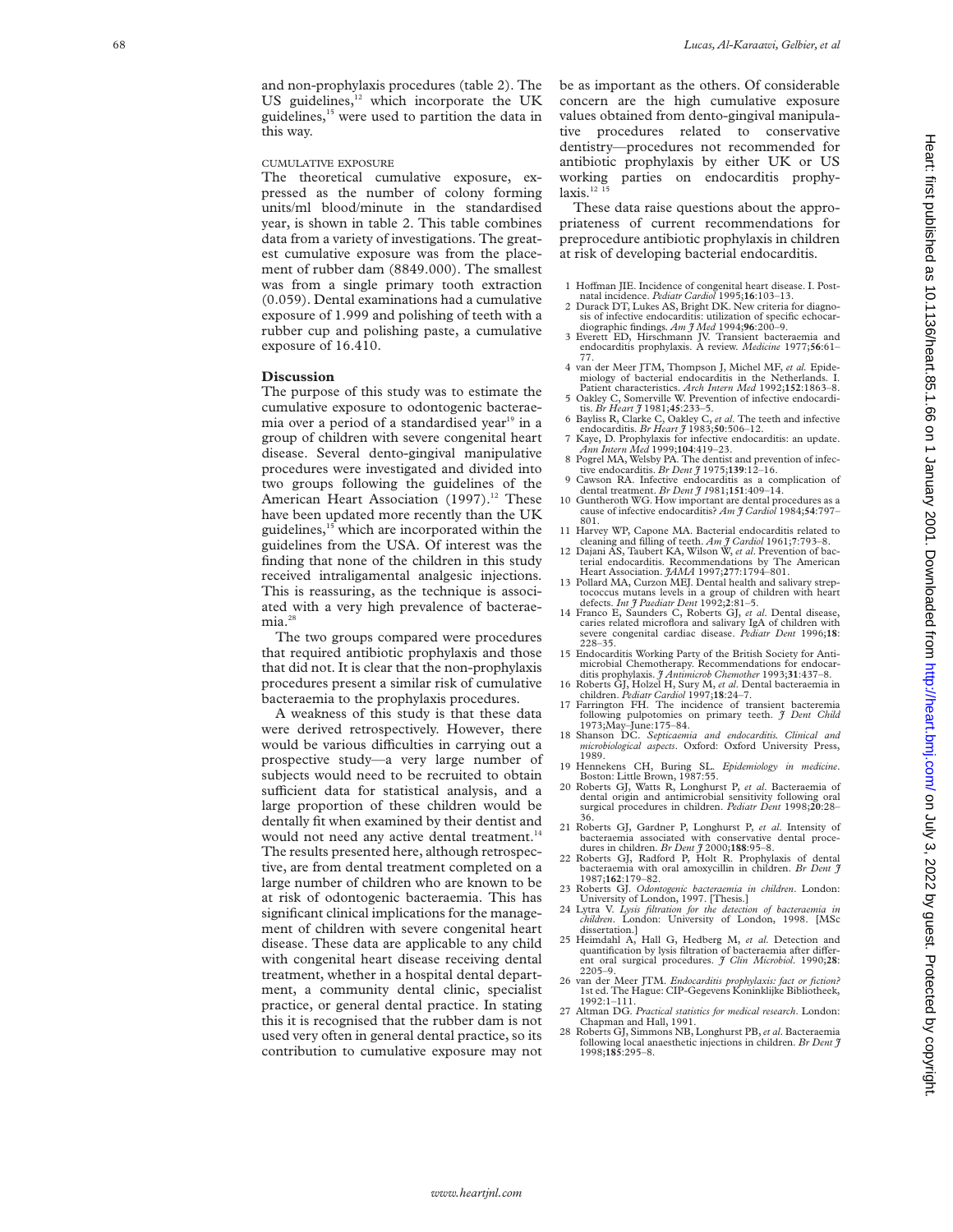and non-prophylaxis procedures (table 2). The US guidelines,[12] which incorporate the UK guidelines,[15] were used to partition the data in this way.

CUMULATIVE EXPOSURE

The theoretical cumulative exposure, expressed as the number of colony forming units/ml blood/minute in the standardised year, is shown in table 2. This table combines data from a variety of investigations. The greatest cumulative exposure was from the placement of rubber dam (8849.000). The smallest was from a single primary tooth extraction (0.059). Dental examinations had a cumulative exposure of 1.999 and polishing of teeth with a rubber cup and polishing paste, a cumulative exposure of 16.410.

## Discussion

The purpose of this study was to estimate the cumulative exposure to odontogenic bacteraemia over a period of a standardised year[19] in a group of children with severe congenital heart disease. Several dento-gingival manipulative procedures were investigated and divided into two groups following the guidelines of the American Heart Association (1997).[12] These have been updated more recently than the UK guidelines,[15] which are incorporated within the guidelines from the USA. Of interest was the finding that none of the children in this study received intraligamental analgesic injections. This is reassuring, as the technique is associated with a very high prevalence of bacteraemia.[28]

The two groups compared were procedures that required antibiotic prophylaxis and those that did not. It is clear that the non-prophylaxis procedures present a similar risk of cumulative bacteraemia to the prophylaxis procedures.

A weakness of this study is that these data were derived retrospectively. However, there would be various difficulties in carrying out a prospective study—a very large number of subjects would need to be recruited to obtain sufficient data for statistical analysis, and a large proportion of these children would be dentally fit when examined by their dentist and would not need any active dental treatment.[14] The results presented here, although retrospective, are from dental treatment completed on a large number of children who are known to be at risk of odontogenic bacteraemia. This has significant clinical implications for the management of children with severe congenital heart disease. These data are applicable to any child with congenital heart disease receiving dental treatment, whether in a hospital dental department, a community dental clinic, specialist practice, or general dental practice. In stating this it is recognised that the rubber dam is not used very often in general dental practice, so its contribution to cumulative exposure may not be as important as the others. Of considerable concern are the high cumulative exposure values obtained from dento-gingival manipulative procedures related to conservative dentistry—procedures not recommended for antibiotic prophylaxis by either UK or US working parties on endocarditis prophylaxis.[12 15]

These data raise questions about the appropriateness of current recommendations for preprocedure antibiotic prophylaxis in children at risk of developing bacterial endocarditis.

1 Hoffman JIE. Incidence of congenital heart disease. I. Postnatal incidence. *Pediatr Cardiol* 1995;**16**:103–13.
2 Durack DT, Lukes AS, Bright DK. New criteria for diagnosis of infective endocarditis: utilization of specific echocardiographic findings. *Am J Med* 1994;**96**:200–9.
3 Everett ED, Hirschmann JV. Transient bacteraemia and endocarditis prophylaxis. A review. *Medicine* 1977;**56**:61–77.
4 van der Meer JTM, Thompson J, Michel MF, *et al.* Epidemiology of bacterial endocarditis in the Netherlands. I. Patient characteristics. *Arch Intern Med* 1992;**152**:1863–8.
5 Oakley C, Somerville W. Prevention of infective endocarditis. *Br Heart J* 1981;**45**:233–5.
6 Bayliss R, Clarke C, Oakley C, *et al.* The teeth and infective endocarditis. *Br Heart J* 1983;**50**:506–12.
7 Kaye, D. Prophylaxis for infective endocarditis: an update. *Ann Intern Med* 1999;**104**:419–23.
8 Pogrel MA, Welsby PA. The dentist and prevention of infective endocarditis. *Br Dent J* 1975;**139**:12–16.
9 Cawson RA. Infective endocarditis as a complication of dental treatment. *Br Dent J 1*981;**151**:409–14.
10 Guntheroth WG. How important are dental procedures as a cause of infective endocarditis? *Am J Cardiol* 1984;**54**:797–801.
11 Harvey WP, Capone MA. Bacterial endocarditis related to cleaning and filling of teeth. *Am J Cardiol* 1961;**7**:793–8.
12 Dajani AS, Taubert KA, Wilson W, *et al.* Prevention of bacterial endocarditis. Recommendations by The American Heart Association. *JAMA* 1997;**277**:1794–801.
13 Pollard MA, Curzon MEJ. Dental health and salivary streptococcus mutans levels in a group of children with heart defects. *Int J Paediatr Dent* 1992;**2**:81–5.
14 Franco E, Saunders C, Roberts GJ, *et al.* Dental disease, caries related microflora and salivary IgA of children with severe congenital cardiac disease. *Pediatr Dent* 1996;**18**: 228–35.
15 Endocarditis Working Party of the British Society for Antimicrobial Chemotherapy. Recommendations for endocarditis prophylaxis. *J Antimicrob Chemother* 1993;**31**:437–8.
16 Roberts GJ, Holzel H, Sury M, *et al.* Dental bacteraemia in children. *Pediatr Cardiol* 1997;**18**:24–7.
17 Farrington FH. The incidence of transient bacteremia following pulpotomies on primary teeth. *J Dent Child* 1973;May–June:175–84.
18 Shanson DC. *Septicaemia and endocarditis. Clinical and microbiological aspects*. Oxford: Oxford University Press, 1989.
19 Hennekens CH, Buring SL. *Epidemiology in medicine*. Boston: Little Brown, 1987:55.
20 Roberts GJ, Watts R, Longhurst P, *et al.* Bacteraemia of dental origin and antimicrobial sensitivity following oral surgical procedures in children. *Pediatr Dent* 1998;**20**:28–36.
21 Roberts GJ, Gardner P, Longhurst P, *et al.* Intensity of bacteraemia associated with conservative dental procedures in children. *Br Dent J* 2000;**188**:95–8.
22 Roberts GJ, Radford P, Holt R. Prophylaxis of dental bacteraemia with oral amoxycillin in children. *Br Dent J* 1987;**162**:179–82.
23 Roberts GJ. *Odontogenic bacteraemia in children*. London: University of London, 1997. [Thesis.]
24 Lytra V. *Lysis filtration for the detection of bacteraemia in children*. London: University of London, 1998. [MSc dissertation.]
25 Heimdahl A, Hall G, Hedberg M, *et al.* Detection and quantification by lysis filtration of bacteraemia after different oral surgical procedures. *J Clin Microbiol.* 1990;**28**: 2205–9.
26 van der Meer JTM. *Endocarditis prophylaxis: fact or fiction?* 1st ed. The Hague: CIP-Gegevens Koninklijke Bibliotheek, 1992:1–111.
27 Altman DG. *Practical statistics for medical research*. London: Chapman and Hall, 1991.
28 Roberts GJ, Simmons NB, Longhurst PB, *et al.* Bacteraemia following local anaesthetic injections in children. *Br Dent J* 1998;**185**:295–8.